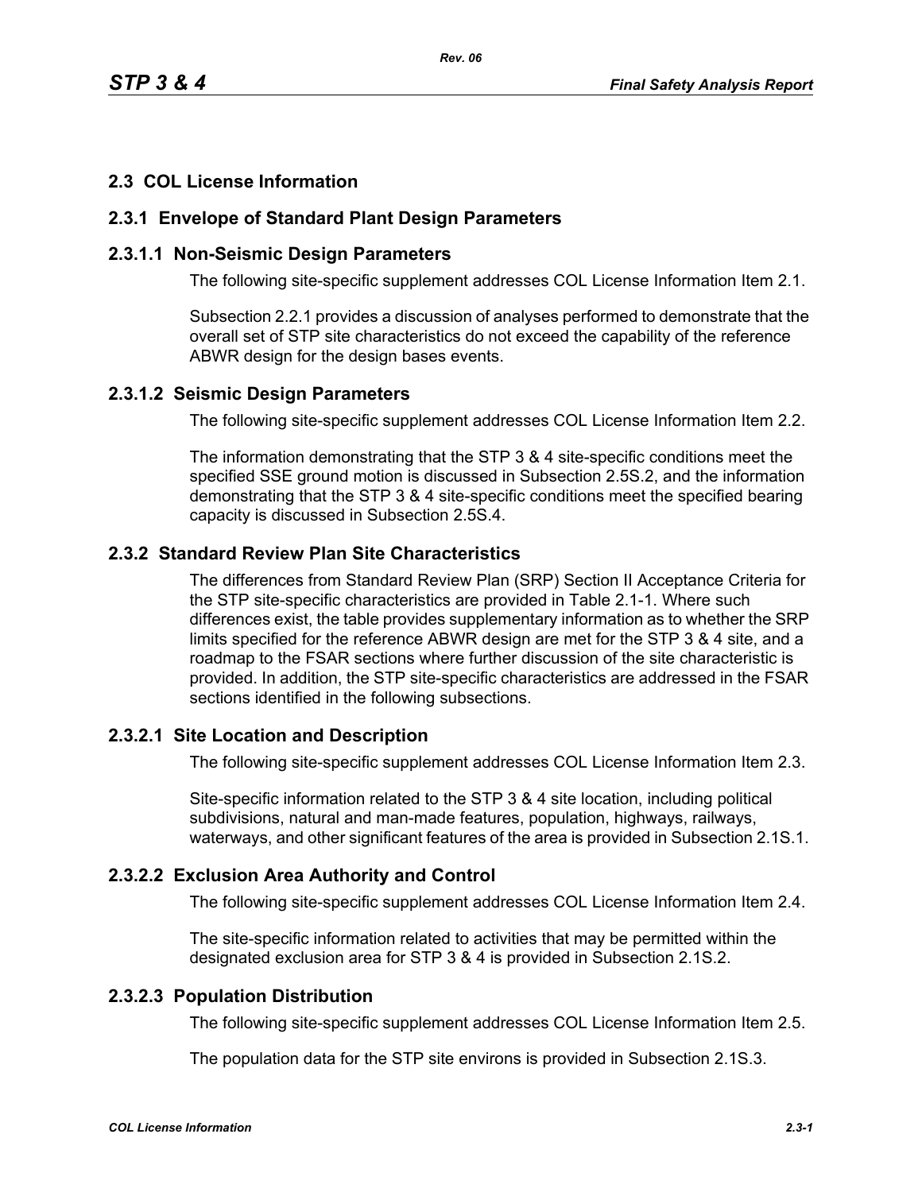## 2.3 COL License Information

### 2.3.1 Envelope of Standard Plant Design Parameters

#### 2.3.1.1 Non-Seismic Design Parameters

The following site-specific supplement addresses COL License Information Item 2.1.

Subsection 2.2.1 provides a discussion of analyses performed to demonstrate that the overall set of STP site characteristics do not exceed the capability of the reference ABWR design for the design bases events.

#### 2.3.1.2 Seismic Design Parameters

The following site-specific supplement addresses COL License Information Item 2.2.

The information demonstrating that the STP 3 & 4 site-specific conditions meet the specified SSE ground motion is discussed in Subsection 2.5S.2, and the information demonstrating that the STP 3 & 4 site-specific conditions meet the specified bearing capacity is discussed in Subsection 2.5S.4.

### 2.3.2 Standard Review Plan Site Characteristics

The differences from Standard Review Plan (SRP) Section II Acceptance Criteria for the STP site-specific characteristics are provided in Table 2.1-1. Where such differences exist, the table provides supplementary information as to whether the SRP limits specified for the reference ABWR design are met for the STP 3 & 4 site, and a roadmap to the FSAR sections where further discussion of the site characteristic is provided. In addition, the STP site-specific characteristics are addressed in the FSAR sections identified in the following subsections.

#### 2.3.2.1 Site Location and Description

The following site-specific supplement addresses COL License Information Item 2.3.

Site-specific information related to the STP 3 & 4 site location, including political subdivisions, natural and man-made features, population, highways, railways, waterways, and other significant features of the area is provided in Subsection 2.1S.1.

#### 2.3.2.2 Exclusion Area Authority and Control

The following site-specific supplement addresses COL License Information Item 2.4.

The site-specific information related to activities that may be permitted within the designated exclusion area for STP 3 & 4 is provided in Subsection 2.1S.2.

#### 2.3.2.3 Population Distribution

The following site-specific supplement addresses COL License Information Item 2.5.

The population data for the STP site environs is provided in Subsection 2.1S.3.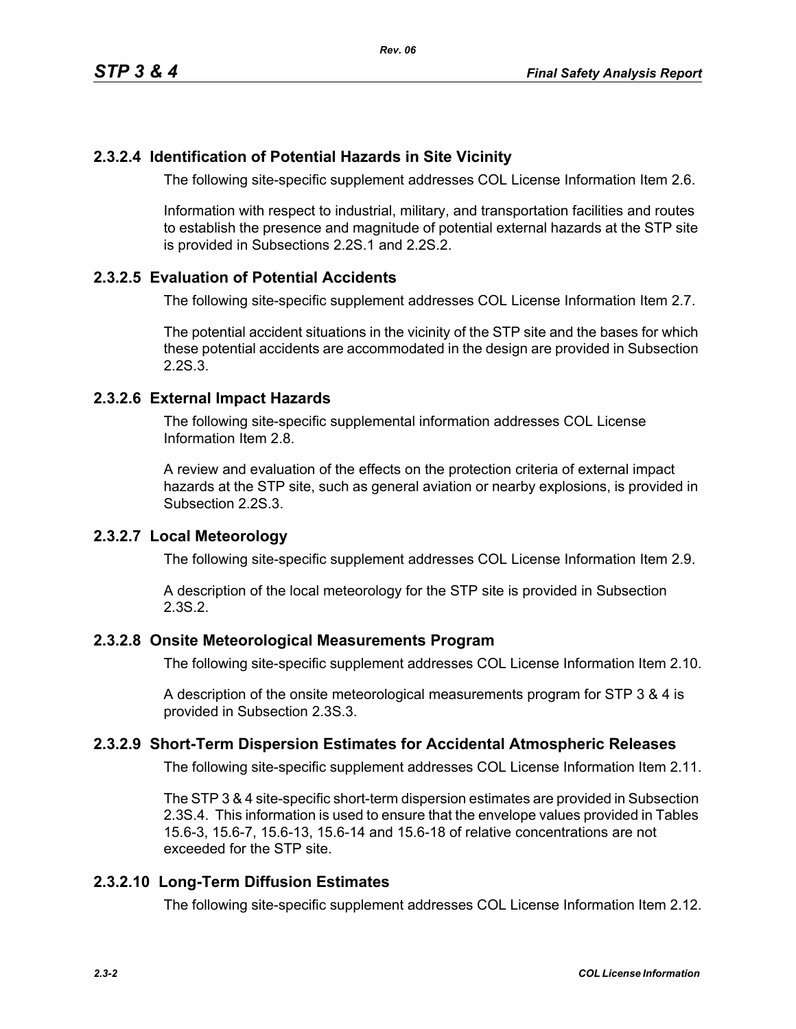## 2.3.2.4 Identification of Potential Hazards in Site Vicinity

The following site-specific supplement addresses COL License Information Item 2.6.

Information with respect to industrial, military, and transportation facilities and routes to establish the presence and magnitude of potential external hazards at the STP site is provided in Subsections 2.2S.1 and 2.2S.2.

## 2.3.2.5 Evaluation of Potential Accidents

The following site-specific supplement addresses COL License Information Item 2.7.

The potential accident situations in the vicinity of the STP site and the bases for which these potential accidents are accommodated in the design are provided in Subsection 2.2S.3.

## 2.3.2.6 External Impact Hazards

The following site-specific supplemental information addresses COL License Information Item 2.8.

A review and evaluation of the effects on the protection criteria of external impact hazards at the STP site, such as general aviation or nearby explosions, is provided in Subsection 2.2S.3.

## 2.3.2.7 Local Meteorology

The following site-specific supplement addresses COL License Information Item 2.9.

A description of the local meteorology for the STP site is provided in Subsection 2.3S.2.

## 2.3.2.8 Onsite Meteorological Measurements Program

The following site-specific supplement addresses COL License Information Item 2.10.

A description of the onsite meteorological measurements program for STP 3 & 4 is provided in Subsection 2.3S.3.

## 2.3.2.9 Short-Term Dispersion Estimates for Accidental Atmospheric Releases

The following site-specific supplement addresses COL License Information Item 2.11.

The STP 3 & 4 site-specific short-term dispersion estimates are provided in Subsection 2.3S.4. This information is used to ensure that the envelope values provided in Tables 15.6-3, 15.6-7, 15.6-13, 15.6-14 and 15.6-18 of relative concentrations are not exceeded for the STP site.

## 2.3.2.10 Long-Term Diffusion Estimates

The following site-specific supplement addresses COL License Information Item 2.12.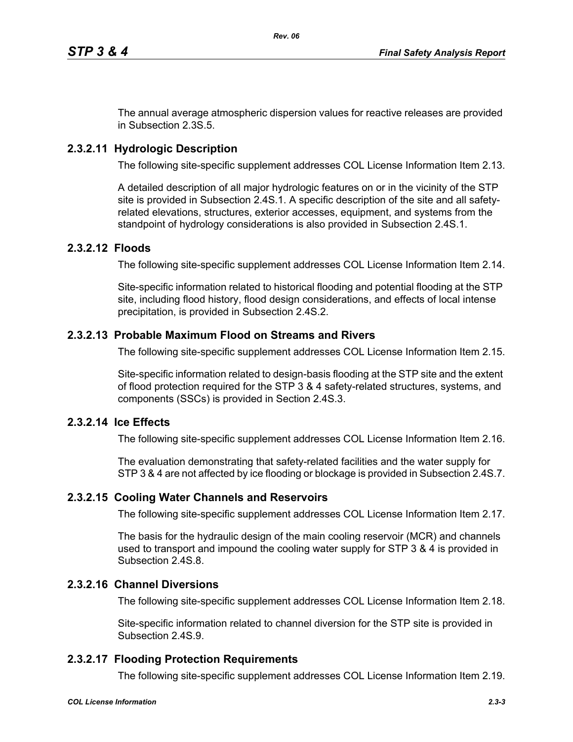The annual average atmospheric dispersion values for reactive releases are provided in Subsection 2.3S.5.

### 2.3.2.11 Hydrologic Description

The following site-specific supplement addresses COL License Information Item 2.13.

A detailed description of all major hydrologic features on or in the vicinity of the STP site is provided in Subsection 2.4S.1. A specific description of the site and all safety-related elevations, structures, exterior accesses, equipment, and systems from the standpoint of hydrology considerations is also provided in Subsection 2.4S.1.

### 2.3.2.12 Floods

The following site-specific supplement addresses COL License Information Item 2.14.

Site-specific information related to historical flooding and potential flooding at the STP site, including flood history, flood design considerations, and effects of local intense precipitation, is provided in Subsection 2.4S.2.

### 2.3.2.13 Probable Maximum Flood on Streams and Rivers

The following site-specific supplement addresses COL License Information Item 2.15.

Site-specific information related to design-basis flooding at the STP site and the extent of flood protection required for the STP 3 & 4 safety-related structures, systems, and components (SSCs) is provided in Section 2.4S.3.

### 2.3.2.14 Ice Effects

The following site-specific supplement addresses COL License Information Item 2.16.

The evaluation demonstrating that safety-related facilities and the water supply for STP 3 & 4 are not affected by ice flooding or blockage is provided in Subsection 2.4S.7.

### 2.3.2.15 Cooling Water Channels and Reservoirs

The following site-specific supplement addresses COL License Information Item 2.17.

The basis for the hydraulic design of the main cooling reservoir (MCR) and channels used to transport and impound the cooling water supply for STP 3 & 4 is provided in Subsection 2.4S.8.

### 2.3.2.16 Channel Diversions

The following site-specific supplement addresses COL License Information Item 2.18.

Site-specific information related to channel diversion for the STP site is provided in Subsection 2.4S.9.

### 2.3.2.17 Flooding Protection Requirements

The following site-specific supplement addresses COL License Information Item 2.19.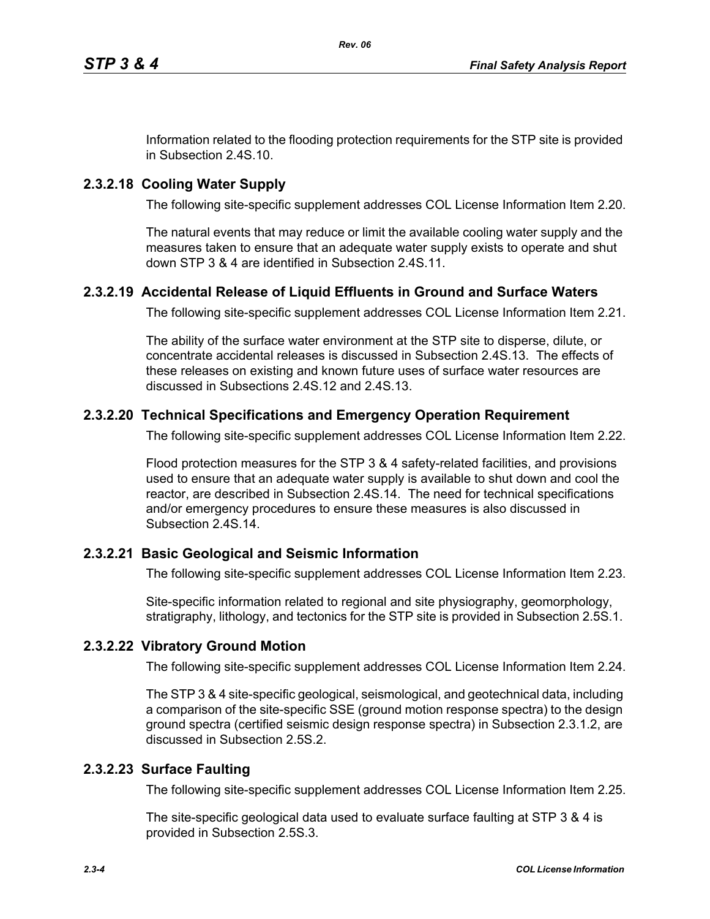Information related to the flooding protection requirements for the STP site is provided in Subsection 2.4S.10.

### 2.3.2.18 Cooling Water Supply

The following site-specific supplement addresses COL License Information Item 2.20.

The natural events that may reduce or limit the available cooling water supply and the measures taken to ensure that an adequate water supply exists to operate and shut down STP 3 & 4 are identified in Subsection 2.4S.11.

### 2.3.2.19 Accidental Release of Liquid Effluents in Ground and Surface Waters

The following site-specific supplement addresses COL License Information Item 2.21.

The ability of the surface water environment at the STP site to disperse, dilute, or concentrate accidental releases is discussed in Subsection 2.4S.13. The effects of these releases on existing and known future uses of surface water resources are discussed in Subsections 2.4S.12 and 2.4S.13.

### 2.3.2.20 Technical Specifications and Emergency Operation Requirement

The following site-specific supplement addresses COL License Information Item 2.22.

Flood protection measures for the STP 3 & 4 safety-related facilities, and provisions used to ensure that an adequate water supply is available to shut down and cool the reactor, are described in Subsection 2.4S.14. The need for technical specifications and/or emergency procedures to ensure these measures is also discussed in Subsection 2.4S.14.

### 2.3.2.21 Basic Geological and Seismic Information

The following site-specific supplement addresses COL License Information Item 2.23.

Site-specific information related to regional and site physiography, geomorphology, stratigraphy, lithology, and tectonics for the STP site is provided in Subsection 2.5S.1.

### 2.3.2.22 Vibratory Ground Motion

The following site-specific supplement addresses COL License Information Item 2.24.

The STP 3 & 4 site-specific geological, seismological, and geotechnical data, including a comparison of the site-specific SSE (ground motion response spectra) to the design ground spectra (certified seismic design response spectra) in Subsection 2.3.1.2, are discussed in Subsection 2.5S.2.

### 2.3.2.23 Surface Faulting

The following site-specific supplement addresses COL License Information Item 2.25.

The site-specific geological data used to evaluate surface faulting at STP 3 & 4 is provided in Subsection 2.5S.3.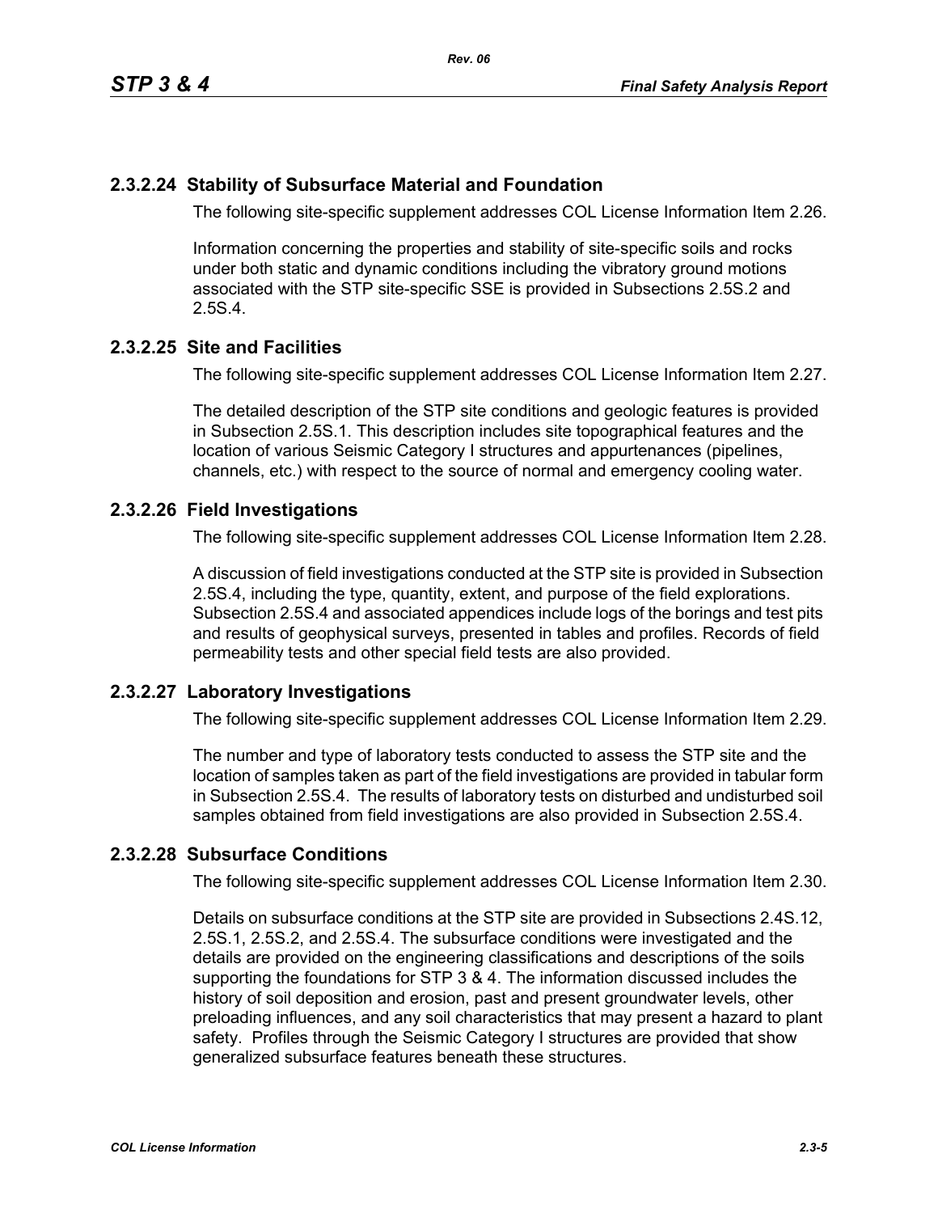### 2.3.2.24 Stability of Subsurface Material and Foundation

The following site-specific supplement addresses COL License Information Item 2.26.

Information concerning the properties and stability of site-specific soils and rocks under both static and dynamic conditions including the vibratory ground motions associated with the STP site-specific SSE is provided in Subsections 2.5S.2 and 2.5S.4.

### 2.3.2.25 Site and Facilities

The following site-specific supplement addresses COL License Information Item 2.27.

The detailed description of the STP site conditions and geologic features is provided in Subsection 2.5S.1. This description includes site topographical features and the location of various Seismic Category I structures and appurtenances (pipelines, channels, etc.) with respect to the source of normal and emergency cooling water.

### 2.3.2.26 Field Investigations

The following site-specific supplement addresses COL License Information Item 2.28.

A discussion of field investigations conducted at the STP site is provided in Subsection 2.5S.4, including the type, quantity, extent, and purpose of the field explorations. Subsection 2.5S.4 and associated appendices include logs of the borings and test pits and results of geophysical surveys, presented in tables and profiles. Records of field permeability tests and other special field tests are also provided.

### 2.3.2.27 Laboratory Investigations

The following site-specific supplement addresses COL License Information Item 2.29.

The number and type of laboratory tests conducted to assess the STP site and the location of samples taken as part of the field investigations are provided in tabular form in Subsection 2.5S.4. The results of laboratory tests on disturbed and undisturbed soil samples obtained from field investigations are also provided in Subsection 2.5S.4.

### 2.3.2.28 Subsurface Conditions

The following site-specific supplement addresses COL License Information Item 2.30.

Details on subsurface conditions at the STP site are provided in Subsections 2.4S.12, 2.5S.1, 2.5S.2, and 2.5S.4. The subsurface conditions were investigated and the details are provided on the engineering classifications and descriptions of the soils supporting the foundations for STP 3 & 4. The information discussed includes the history of soil deposition and erosion, past and present groundwater levels, other preloading influences, and any soil characteristics that may present a hazard to plant safety. Profiles through the Seismic Category I structures are provided that show generalized subsurface features beneath these structures.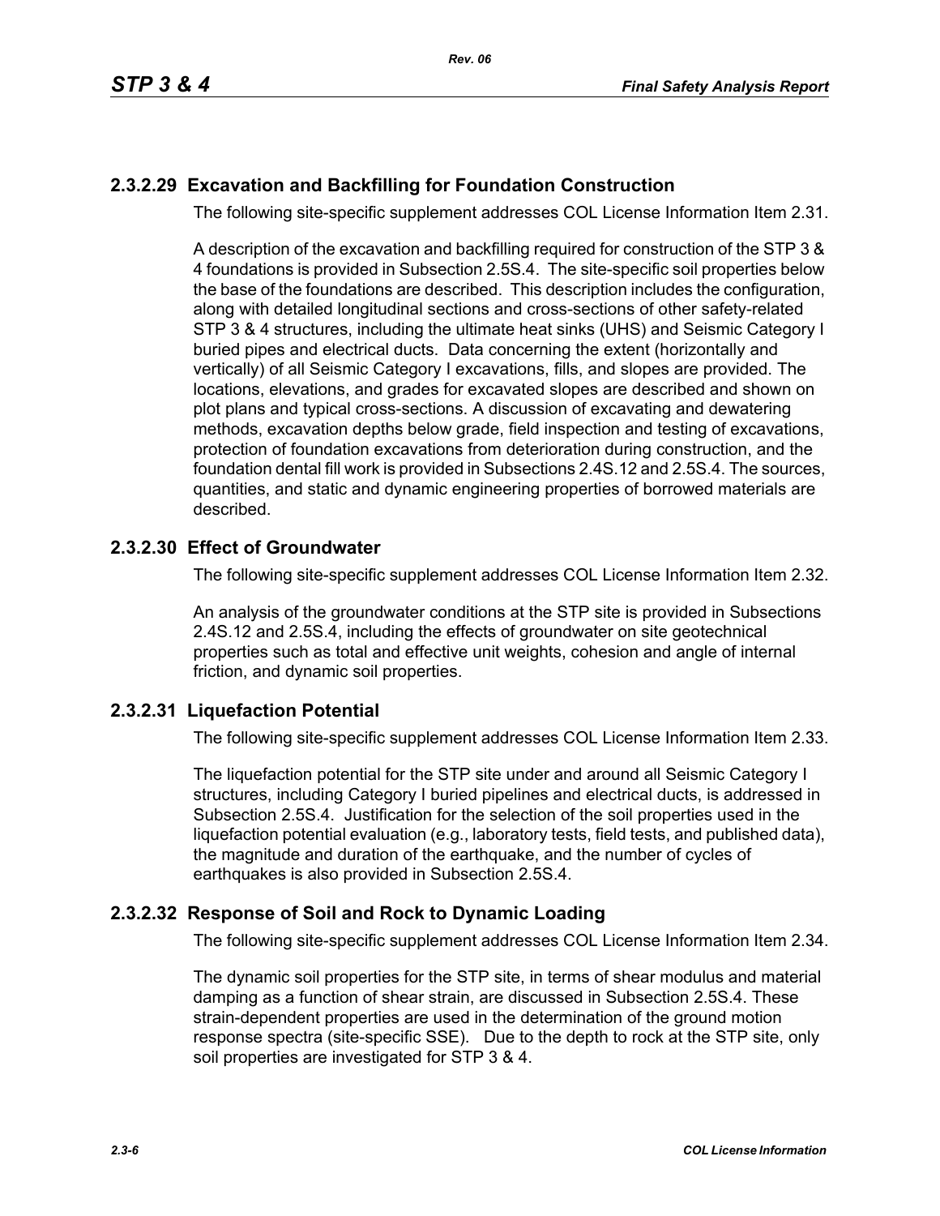## 2.3.2.29 Excavation and Backfilling for Foundation Construction

The following site-specific supplement addresses COL License Information Item 2.31.

A description of the excavation and backfilling required for construction of the STP 3 & 4 foundations is provided in Subsection 2.5S.4. The site-specific soil properties below the base of the foundations are described. This description includes the configuration, along with detailed longitudinal sections and cross-sections of other safety-related STP 3 & 4 structures, including the ultimate heat sinks (UHS) and Seismic Category I buried pipes and electrical ducts. Data concerning the extent (horizontally and vertically) of all Seismic Category I excavations, fills, and slopes are provided. The locations, elevations, and grades for excavated slopes are described and shown on plot plans and typical cross-sections. A discussion of excavating and dewatering methods, excavation depths below grade, field inspection and testing of excavations, protection of foundation excavations from deterioration during construction, and the foundation dental fill work is provided in Subsections 2.4S.12 and 2.5S.4. The sources, quantities, and static and dynamic engineering properties of borrowed materials are described.

## 2.3.2.30 Effect of Groundwater

The following site-specific supplement addresses COL License Information Item 2.32.

An analysis of the groundwater conditions at the STP site is provided in Subsections 2.4S.12 and 2.5S.4, including the effects of groundwater on site geotechnical properties such as total and effective unit weights, cohesion and angle of internal friction, and dynamic soil properties.

## 2.3.2.31 Liquefaction Potential

The following site-specific supplement addresses COL License Information Item 2.33.

The liquefaction potential for the STP site under and around all Seismic Category I structures, including Category I buried pipelines and electrical ducts, is addressed in Subsection 2.5S.4. Justification for the selection of the soil properties used in the liquefaction potential evaluation (e.g., laboratory tests, field tests, and published data), the magnitude and duration of the earthquake, and the number of cycles of earthquakes is also provided in Subsection 2.5S.4.

## 2.3.2.32 Response of Soil and Rock to Dynamic Loading

The following site-specific supplement addresses COL License Information Item 2.34.

The dynamic soil properties for the STP site, in terms of shear modulus and material damping as a function of shear strain, are discussed in Subsection 2.5S.4. These strain-dependent properties are used in the determination of the ground motion response spectra (site-specific SSE). Due to the depth to rock at the STP site, only soil properties are investigated for STP 3 & 4.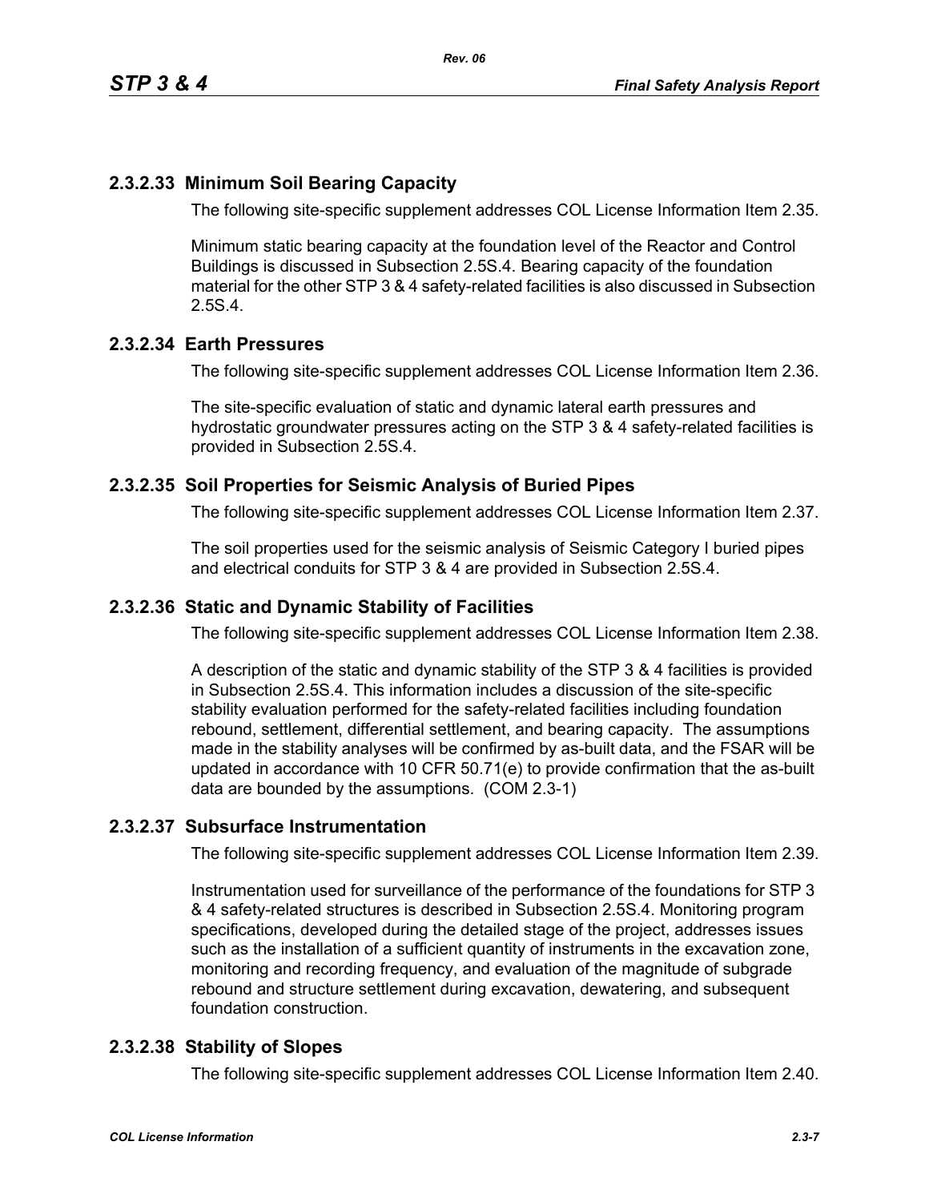### 2.3.2.33 Minimum Soil Bearing Capacity

The following site-specific supplement addresses COL License Information Item 2.35.

Minimum static bearing capacity at the foundation level of the Reactor and Control Buildings is discussed in Subsection 2.5S.4. Bearing capacity of the foundation material for the other STP 3 & 4 safety-related facilities is also discussed in Subsection 2.5S.4.

### 2.3.2.34 Earth Pressures

The following site-specific supplement addresses COL License Information Item 2.36.

The site-specific evaluation of static and dynamic lateral earth pressures and hydrostatic groundwater pressures acting on the STP 3 & 4 safety-related facilities is provided in Subsection 2.5S.4.

### 2.3.2.35 Soil Properties for Seismic Analysis of Buried Pipes

The following site-specific supplement addresses COL License Information Item 2.37.

The soil properties used for the seismic analysis of Seismic Category I buried pipes and electrical conduits for STP 3 & 4 are provided in Subsection 2.5S.4.

### 2.3.2.36 Static and Dynamic Stability of Facilities

The following site-specific supplement addresses COL License Information Item 2.38.

A description of the static and dynamic stability of the STP 3 & 4 facilities is provided in Subsection 2.5S.4. This information includes a discussion of the site-specific stability evaluation performed for the safety-related facilities including foundation rebound, settlement, differential settlement, and bearing capacity. The assumptions made in the stability analyses will be confirmed by as-built data, and the FSAR will be updated in accordance with 10 CFR 50.71(e) to provide confirmation that the as-built data are bounded by the assumptions. (COM 2.3-1)

### 2.3.2.37 Subsurface Instrumentation

The following site-specific supplement addresses COL License Information Item 2.39.

Instrumentation used for surveillance of the performance of the foundations for STP 3 & 4 safety-related structures is described in Subsection 2.5S.4. Monitoring program specifications, developed during the detailed stage of the project, addresses issues such as the installation of a sufficient quantity of instruments in the excavation zone, monitoring and recording frequency, and evaluation of the magnitude of subgrade rebound and structure settlement during excavation, dewatering, and subsequent foundation construction.

### 2.3.2.38 Stability of Slopes

The following site-specific supplement addresses COL License Information Item 2.40.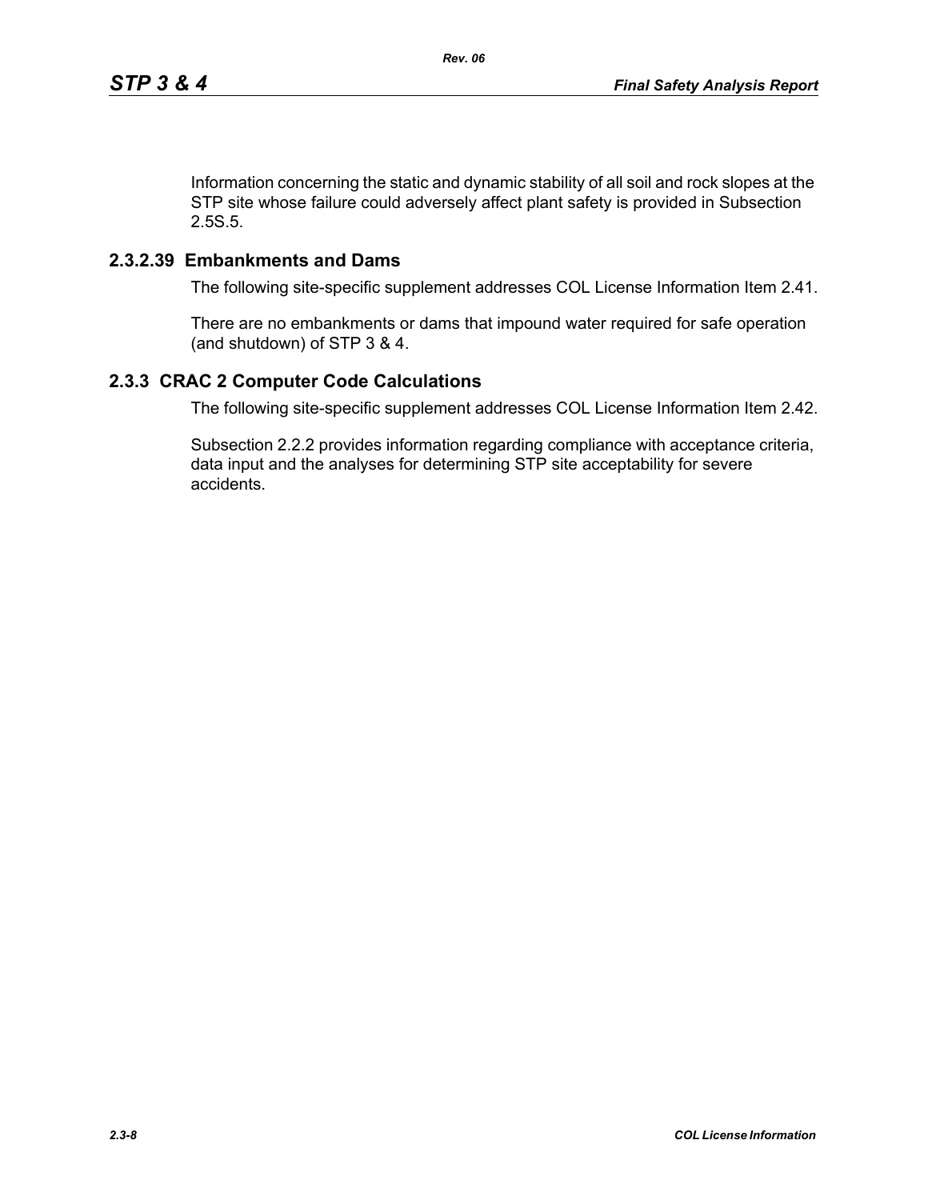Information concerning the static and dynamic stability of all soil and rock slopes at the STP site whose failure could adversely affect plant safety is provided in Subsection 2.5S.5.

### 2.3.2.39 Embankments and Dams

The following site-specific supplement addresses COL License Information Item 2.41.

There are no embankments or dams that impound water required for safe operation (and shutdown) of STP 3 & 4.

## 2.3.3 CRAC 2 Computer Code Calculations

The following site-specific supplement addresses COL License Information Item 2.42.

Subsection 2.2.2 provides information regarding compliance with acceptance criteria, data input and the analyses for determining STP site acceptability for severe accidents.